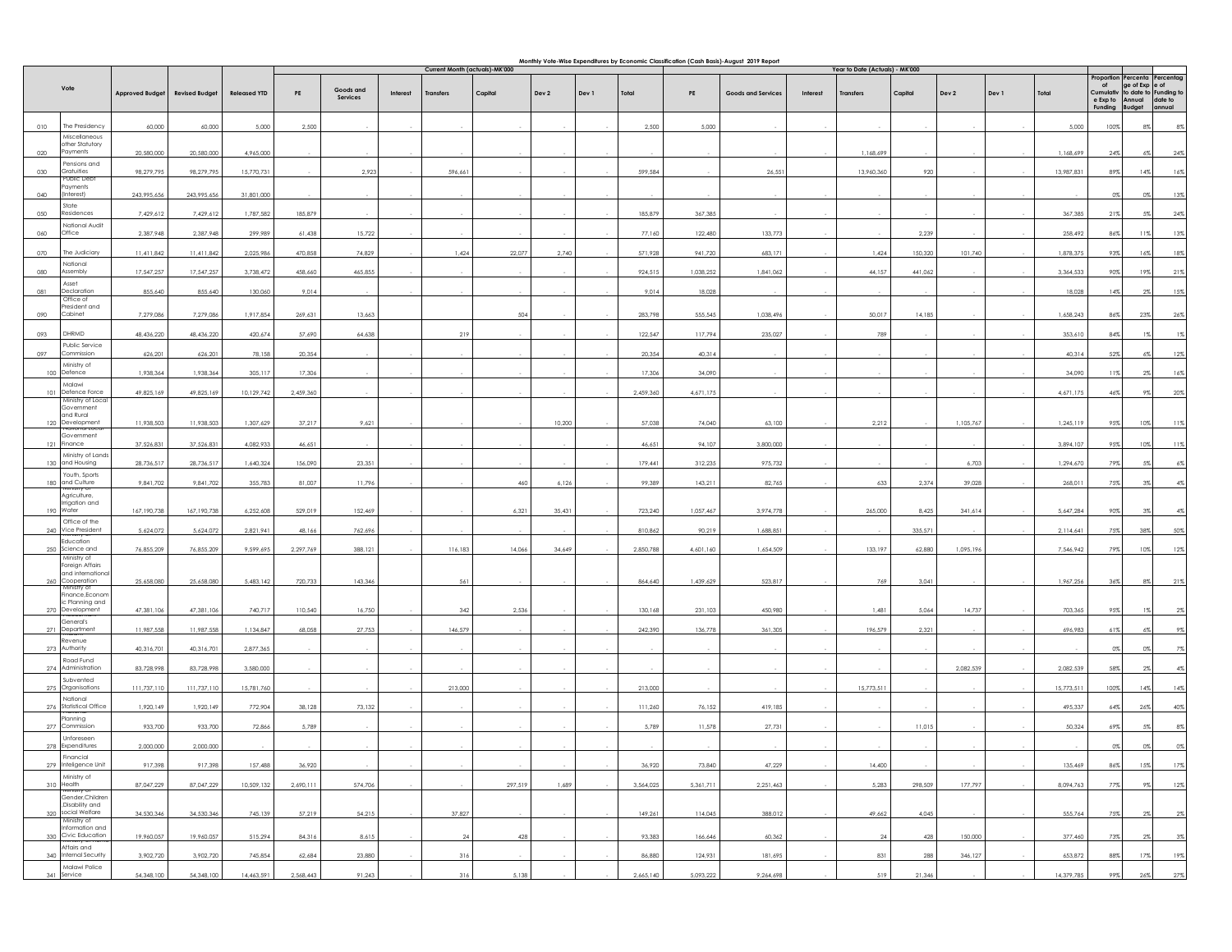# Monthly Vote-Wise Expenditures by Economic Classification (Cash Basis)-August 2019 Report

| Vote | | Approved Budget | Revised Budget | Released YTD | Current Month (actuals)-MK'000 | | | | | | | | Year to Date (Actuals) - MK'000 | | | | | | | | Proportion of Cumulative Exp to Funding | Percentage of Exp to date to Annual Budget | Percentage of Funding to date to annual |
|---|---|---|---|---|---|---|---|---|---|---|---|---|---|---|---|---|---|---|---|---|---|---|---|
| | | | | | PE | Goods and Services | Interest | Transfers | Capital | Dev 2 | Dev 1 | Total | PE | Goods and Services | Interest | Transfers | Capital | Dev 2 | Dev 1 | Total | | | |
| 010 | The Presidency | 60,000 | 60,000 | 5,000 | 2,500 | - | - | - | - | - | - | 2,500 | 5,000 | - | - | - | - | - | - | 5,000 | 100% | 8% | 8% |
| 020 | Miscellaneous other Statutory Payments | 20,580,000 | 20,580,000 | 4,965,000 | - | - | - | - | - | - | - | - | - | - | - | 1,168,699 | - | - | - | 1,168,699 | 24% | 6% | 24% |
| 030 | Pensions and Gratuities | 98,279,795 | 98,279,795 | 15,770,731 | - | 2,923 | - | 596,661 | - | - | - | 599,584 | - | 26,551 | - | 13,960,360 | 920 | - | - | 13,987,831 | 89% | 14% | 16% |
| 040 | Public Debt Payments (Interest) | 243,995,656 | 243,995,656 | 31,801,000 | - | - | - | - | - | - | - | - | - | - | - | - | - | - | - | - | 0% | 0% | 13% |
| 050 | State Residences | 7,429,612 | 7,429,612 | 1,787,582 | 185,879 | - | - | - | - | - | - | 185,879 | 367,385 | - | - | - | - | - | - | 367,385 | 21% | 5% | 24% |
| 060 | National Audit Office | 2,387,948 | 2,387,948 | 299,989 | 61,438 | 15,722 | - | - | - | - | - | 77,160 | 122,480 | 133,773 | - | - | 2,239 | - | - | 258,492 | 86% | 11% | 13% |
| 070 | The Judiciary | 11,411,842 | 11,411,842 | 2,025,986 | 470,858 | 74,829 | - | 1,424 | 22,077 | 2,740 | - | 571,928 | 941,720 | 683,171 | - | 1,424 | 150,320 | 101,740 | - | 1,878,375 | 93% | 16% | 18% |
| 080 | National Assembly | 17,547,257 | 17,547,257 | 3,738,472 | 458,660 | 465,855 | - | - | - | - | - | 924,515 | 1,038,252 | 1,841,062 | - | 44,157 | 441,062 | - | - | 3,364,533 | 90% | 19% | 21% |
| 081 | Asset Declaration | 855,640 | 855,640 | 130,060 | 9,014 | - | - | - | - | - | - | 9,014 | 18,028 | - | - | - | - | - | - | 18,028 | 14% | 2% | 15% |
| 090 | Office of President and Cabinet | 7,279,086 | 7,279,086 | 1,917,854 | 269,631 | 13,663 | | | 504 | - | - | 283,798 | 555,545 | 1,038,496 | - | 50,017 | 14,185 | - | - | 1,658,243 | 86% | 23% | 26% |
| 093 | DHRMD | 48,436,220 | 48,436,220 | 420,674 | 57,690 | 64,638 | | 219 | - | - | - | 122,547 | 117,794 | 235,027 | - | 789 | - | - | - | 353,610 | 84% | 1% | 1% |
| 097 | Public Service Commission | 626,201 | 626,201 | 78,158 | 20,354 | - | - | - | - | - | - | 20,354 | 40,314 | - | - | - | - | - | - | 40,314 | 52% | 6% | 12% |
| 100 | Ministry of Defence | 1,938,364 | 1,938,364 | 305,117 | 17,306 | - | - | - | - | - | - | 17,306 | 34,090 | - | - | - | - | - | - | 34,090 | 11% | 2% | 16% |
| 101 | Malawi Defence Force | 49,825,169 | 49,825,169 | 10,129,742 | 2,459,360 | - | - | - | - | - | - | 2,459,360 | 4,671,175 | - | - | - | - | - | - | 4,671,175 | 46% | 9% | 20% |
| 120 | Ministry of Local Government and Rural Development | 11,938,503 | 11,938,503 | 1,307,629 | 37,217 | 9,621 | - | - | - | 10,200 | - | 57,038 | 74,040 | 63,100 | - | 2,212 | - | 1,105,767 | - | 1,245,119 | 95% | 10% | 11% |
| 121 | National Local Government Finance | 37,526,831 | 37,526,831 | 4,082,933 | 46,651 | - | - | - | - | - | - | 46,651 | 94,107 | 3,800,000 | - | - | - | - | - | 3,894,107 | 95% | 10% | 11% |
| 130 | Ministry of Lands and Housing | 28,736,517 | 28,736,517 | 1,640,324 | 156,090 | 23,351 | - | - | - | - | - | 179,441 | 312,235 | 975,732 | - | - | - | 6,703 | - | 1,294,670 | 79% | 5% | 6% |
| 180 | Youth, Sports and Culture | 9,841,702 | 9,841,702 | 355,783 | 81,007 | 11,796 | - | - | 460 | 6,126 | - | 99,389 | 143,211 | 82,765 | - | 633 | 2,374 | 39,028 | - | 268,011 | 75% | 3% | 4% |
| 190 | Ministry of Agriculture, Irrigation and Water | 167,190,738 | 167,190,738 | 6,252,608 | 529,019 | 152,469 | - | - | 6,321 | 35,431 | - | 723,240 | 1,057,467 | 3,974,778 | - | 265,000 | 8,425 | 341,614 | - | 5,647,284 | 90% | 3% | 4% |
| 240 | Office of the Vice President | 5,624,072 | 5,624,072 | 2,821,941 | 48,166 | 762,696 | - | - | - | - | - | 810,862 | 90,219 | 1,688,851 | - | - | 335,571 | - | - | 2,114,641 | 75% | 38% | 50% |
| 250 | Ministry of Education Science and | 76,855,209 | 76,855,209 | 9,599,695 | 2,297,769 | 388,121 | - | 116,183 | 14,066 | 34,649 | - | 2,850,788 | 4,601,160 | 1,654,509 | - | 133,197 | 62,880 | 1,095,196 | - | 7,546,942 | 79% | 10% | 12% |
| 260 | Ministry of Foreign Affairs and International Cooperation | 25,658,080 | 25,658,080 | 5,483,142 | 720,733 | 143,346 | - | 561 | - | - | - | 864,640 | 1,439,629 | 523,817 | - | 769 | 3,041 | - | - | 1,967,256 | 36% | 8% | 21% |
| 270 | Ministry of Finance,Economic Planning and Development | 47,381,106 | 47,381,106 | 740,717 | 110,540 | 16,750 | - | 342 | 2,536 | - | - | 130,168 | 231,103 | 450,980 | - | 1,481 | 5,064 | 14,737 | - | 703,365 | 95% | 1% | 2% |
| 271 | Accountant General's Department | 11,987,558 | 11,987,558 | 1,134,847 | 68,058 | 27,753 | - | 146,579 | - | - | - | 242,390 | 136,778 | 361,305 | - | 196,579 | 2,321 | - | - | 696,983 | 61% | 6% | 9% |
| 273 | Malawi Revenue Authority | 40,316,701 | 40,316,701 | 2,877,365 | - | - | - | - | - | - | - | - | - | - | - | - | - | - | - | - | 0% | 0% | 7% |
| 274 | Road Fund Administration | 83,728,998 | 83,728,998 | 3,580,000 | - | - | - | - | - | - | - | - | - | - | - | - | - | 2,082,539 | - | 2,082,539 | 58% | 2% | 4% |
| 275 | Subvented Organisations | 111,737,110 | 111,737,110 | 15,781,760 | - | - | - | 213,000 | - | - | - | 213,000 | - | - | - | 15,773,511 | - | - | - | 15,773,511 | 100% | 14% | 14% |
| 276 | National Statistical Office | 1,920,149 | 1,920,149 | 772,904 | 38,128 | 73,132 | - | - | - | - | - | 111,260 | 76,152 | 419,185 | - | - | - | - | - | 495,337 | 64% | 26% | 40% |
| 277 | Planning Commission | 933,700 | 933,700 | 72,866 | 5,789 | - | - | - | - | - | - | 5,789 | 11,578 | 27,731 | - | - | 11,015 | - | - | 50,324 | 69% | 5% | 8% |
| 278 | Unforeseen Expenditures | 2,000,000 | 2,000,000 | - | - | - | - | - | - | - | - | - | - | - | - | - | - | - | - | - | 0% | 0% | 0% |
| 279 | Financial Intelligence Unit | 917,398 | 917,398 | 157,488 | 36,920 | - | - | - | - | - | - | 36,920 | 73,840 | 47,229 | - | 14,400 | - | - | - | 135,469 | 86% | 15% | 17% |
| 310 | Ministry of Health | 87,047,229 | 87,047,229 | 10,509,132 | 2,690,111 | 574,706 | - | - | 297,519 | 1,689 | - | 3,564,025 | 5,361,711 | 2,251,463 | - | 5,283 | 298,509 | 177,797 | - | 8,094,763 | 77% | 9% | 12% |
| 320 | Ministry of Gender,Children ,Disability and social Welfare | 34,530,346 | 34,530,346 | 745,139 | 57,219 | 54,215 | - | 37,827 | - | - | - | 149,261 | 114,045 | 388,012 | - | 49,662 | 4,045 | - | - | 555,764 | 75% | 2% | 2% |
| 330 | Ministry of Information and Civic Education | 19,960,057 | 19,960,057 | 515,294 | 84,316 | 8,615 | - | 24 | 428 | - | - | 93,383 | 166,646 | 60,362 | - | 24 | 428 | 150,000 | - | 377,460 | 73% | 2% | 3% |
| 340 | Ministry of Home Affairs and Internal Security | 3,902,720 | 3,902,720 | 745,854 | 62,684 | 23,880 | - | 316 | - | - | - | 86,880 | 124,931 | 181,695 | - | 831 | 288 | 346,127 | - | 653,872 | 88% | 17% | 19% |
| 341 | Malawi Police Service | 54,348,100 | 54,348,100 | 14,463,591 | 2,568,443 | 91,243 | - | 316 | 5,138 | - | - | 2,665,140 | 5,093,222 | 9,264,698 | - | 519 | 21,346 | - | - | 14,379,785 | 99% | 26% | 27% |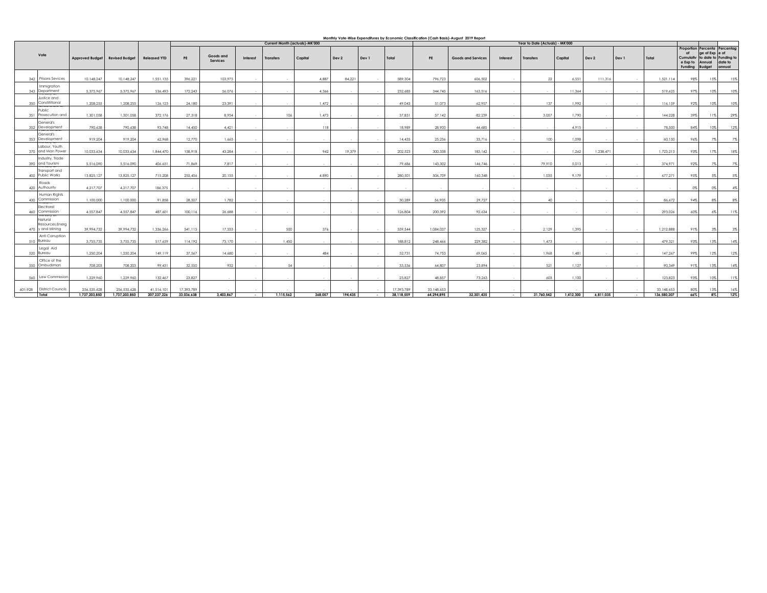**Monthly Vote-Wise Expenditures by Economic Classification (Cash Basis)-August 2019 Report**

| Vote | | Approved Budget | Revised Budget | Released YTD | Current Month (actuals)-MK'000 | | | | | | | | Year to Date (Actuals) - MK'000 | | | | | | | | Proportion of Cumulative Exp to Funding | Percentage of Exp to date to Annual Budget | Percentage of Funding to date to annual |
|---|---|---|---|---|---|---|---|---|---|---|---|---|---|---|---|---|---|---|---|---|---|---|---|
| | | | | | PE | Goods and Services | Interest | Transfers | Capital | Dev 2 | Dev 1 | Total | PE | Goods and Services | Interest | Transfers | Capital | Dev 2 | Dev 1 | Total | | | |
| 342 | Prisons Sevices | 10,148,247 | 10,148,247 | 1,551,135 | 396,221 | 103,975 | - | - | 4,887 | 84,221 | - | 589,304 | 796,723 | 606,502 | - | 22 | 6,551 | 111,316 | - | 1,521,114 | 98% | 15% | 15% |
| 343 | Immigration Department | 5,375,967 | 5,375,967 | 536,493 | 172,243 | 56,076 | - | - | 4,366 | - | - | 232,685 | 344,745 | 163,516 | - | - | 11,364 | - | - | 519,625 | 97% | 10% | 10% |
| 350 | Justice and Constititional | 1,208,255 | 1,208,255 | 126,123 | 24,180 | 23,391 | - | - | 1,472 | - | - | 49,043 | 51,073 | 62,957 | - | 137 | 1,992 | - | - | 116,159 | 92% | 10% | 10% |
| 351 | Public Prosecution and | 1,301,058 | 1,301,058 | 372,176 | 27,318 | 8,954 | - | 106 | 1,473 | - | - | 37,851 | 57,142 | 82,239 | - | 3,057 | 1,790 | - | - | 144,228 | 39% | 11% | 29% |
| 352 | General's Development | 790,638 | 790,638 | 93,748 | 14,450 | 4,421 | - | - | 118 | - | - | 18,989 | 28,900 | 44,685 | - | - | 4,915 | - | - | 78,500 | 84% | 10% | 12% |
| 353 | General's Development | 919,204 | 919,204 | 62,968 | 12,770 | 1,665 | - | - | - | - | - | 14,435 | 25,236 | 33,716 | - | 100 | 1,098 | - | - | 60,150 | 96% | 7% | 7% |
| 370 | Labour, Youth and Man Power | 10,033,634 | 10,033,634 | 1,844,470 | 138,918 | 43,284 | - | - | 942 | 19,379 | - | 202,523 | 300,338 | 183,142 | - | - | 1,262 | 1,238,471 | | 1,723,213 | 93% | 17% | 18% |
| 390 | Industry, Trade and Tourism | 5,516,090 | 5,516,090 | 406,651 | 71,869 | 7,817 | - | - | - | - | - | 79,686 | 143,302 | 146,746 | - | 79,910 | 5,013 | - | - | 374,971 | 92% | 7% | 7% |
| 400 | Transport and Public Works | 13,825,127 | 13,825,127 | 715,208 | 255,456 | 20,155 | - | - | 4,890 | - | - | 280,501 | 506,709 | 160,348 | - | 1,035 | 9,179 | - | - | 677,271 | 95% | 5% | 5% |
| 420 | Roads Authourity | 4,217,707 | 4,217,707 | 186,375 | - | - | - | - | - | - | - | - | - | - | - | - | - | - | - | - | 0% | 0% | 4% |
| 430 | Human Rights Commission | 1,100,000 | 1,100,000 | 91,858 | 28,507 | 1,782 | - | - | - | - | - | 30,289 | 56,905 | 29,727 | - | 40 | - | - | - | 86,672 | 94% | 8% | 8% |
| 460 | Electroral Commission | 4,557,847 | 4,557,847 | 487,601 | 100,116 | 26,688 | - | - | - | - | - | 126,804 | 200,392 | 92,634 | - | - | - | - | - | 293,026 | 60% | 6% | 11% |
| 470 | Natural Resources,Energy and Mining | 39,994,732 | 39,994,732 | 1,336,266 | 541,115 | 17,553 | - | 500 | 376 | - | - | 559,544 | 1,084,037 | 125,327 | - | 2,129 | 1,395 | - | - | 1,212,888 | 91% | 3% | 3% |
| 510 | Anti Corruption Bureau | 3,755,735 | 3,755,735 | 517,659 | 114,192 | 73,170 | - | 1,450 | - | - | - | 188,812 | 248,466 | 229,382 | - | 1,473 | - | - | - | 479,321 | 93% | 13% | 14% |
| 520 | Legal Aid Bureau | 1,250,204 | 1,250,204 | 149,119 | 37,567 | 14,680 | - | - | 484 | - | - | 52,731 | 74,753 | 69,065 | - | 1,968 | 1,481 | - | - | 147,267 | 99% | 12% | 12% |
| 550 | Office of the Ombudsman | 708,203 | 708,203 | 99,431 | 32,550 | 932 | - | 54 | - | - | - | 33,536 | 64,807 | 23,894 | - | 521 | 1,127 | - | - | 90,349 | 91% | 13% | 14% |
| 560 | Law Commission | 1,229,960 | 1,229,960 | 132,467 | 23,827 | - | - | - | - | - | - | 23,827 | 48,857 | 73,263 | - | 603 | 1,100 | - | - | 123,823 | 93% | 10% | 11% |
| 601-928 | District Councils | 256,535,628 | 256,535,628 | 41,516,101 | 17,393,789 | - | - | - | - | - | - | 17,393,789 | 33,148,653 | - | - | - | - | - | - | 33,148,653 | 80% | 13% | 16% |
| | Total | 1,737,203,850 | 1,737,203,850 | 207,237,226 | 33,036,638 | 3,403,867 | - | 1,115,562 | 368,057 | 194,435 | - | 38,118,559 | 64,294,895 | 32,301,435 | - | 31,760,542 | 1,412,300 | 6,811,035 | - | 136,580,207 | 66% | 8% | 12% |